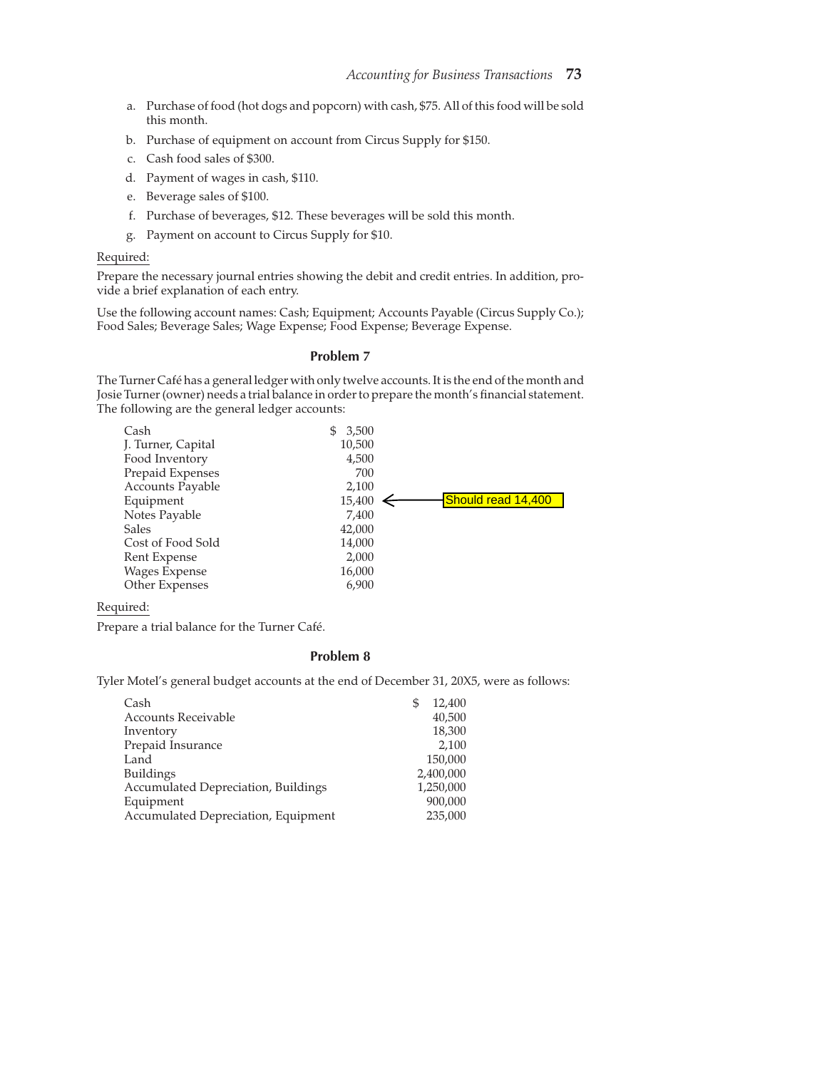a. Purchase of food (hot dogs and popcorn) with cash, $75. All of this food will be sold this month.
b. Purchase of equipment on account from Circus Supply for $150.
c. Cash food sales of $300.
d. Payment of wages in cash, $110.
e. Beverage sales of $100.
f. Purchase of beverages, $12. These beverages will be sold this month.
g. Payment on account to Circus Supply for $10.

Required:

Prepare the necessary journal entries showing the debit and credit entries. In addition, provide a brief explanation of each entry.

Use the following account names: Cash; Equipment; Accounts Payable (Circus Supply Co.); Food Sales; Beverage Sales; Wage Expense; Food Expense; Beverage Expense.

### Problem 7

The Turner Café has a general ledger with only twelve accounts. It is the end of the month and Josie Turner (owner) needs a trial balance in order to prepare the month's financial statement. The following are the general ledger accounts:

| | |
|---|---|
| Cash | $ 3,500 |
| J. Turner, Capital | 10,500 |
| Food Inventory | 4,500 |
| Prepaid Expenses | 700 |
| Accounts Payable | 2,100 |
| Equipment | 15,400 ← Should read 14,400 |
| Notes Payable | 7,400 |
| Sales | 42,000 |
| Cost of Food Sold | 14,000 |
| Rent Expense | 2,000 |
| Wages Expense | 16,000 |
| Other Expenses | 6,900 |

Required:

Prepare a trial balance for the Turner Café.

### Problem 8

Tyler Motel's general budget accounts at the end of December 31, 20X5, were as follows:

| | |
|---|---|
| Cash | $ 12,400 |
| Accounts Receivable | 40,500 |
| Inventory | 18,300 |
| Prepaid Insurance | 2,100 |
| Land | 150,000 |
| Buildings | 2,400,000 |
| Accumulated Depreciation, Buildings | 1,250,000 |
| Equipment | 900,000 |
| Accumulated Depreciation, Equipment | 235,000 |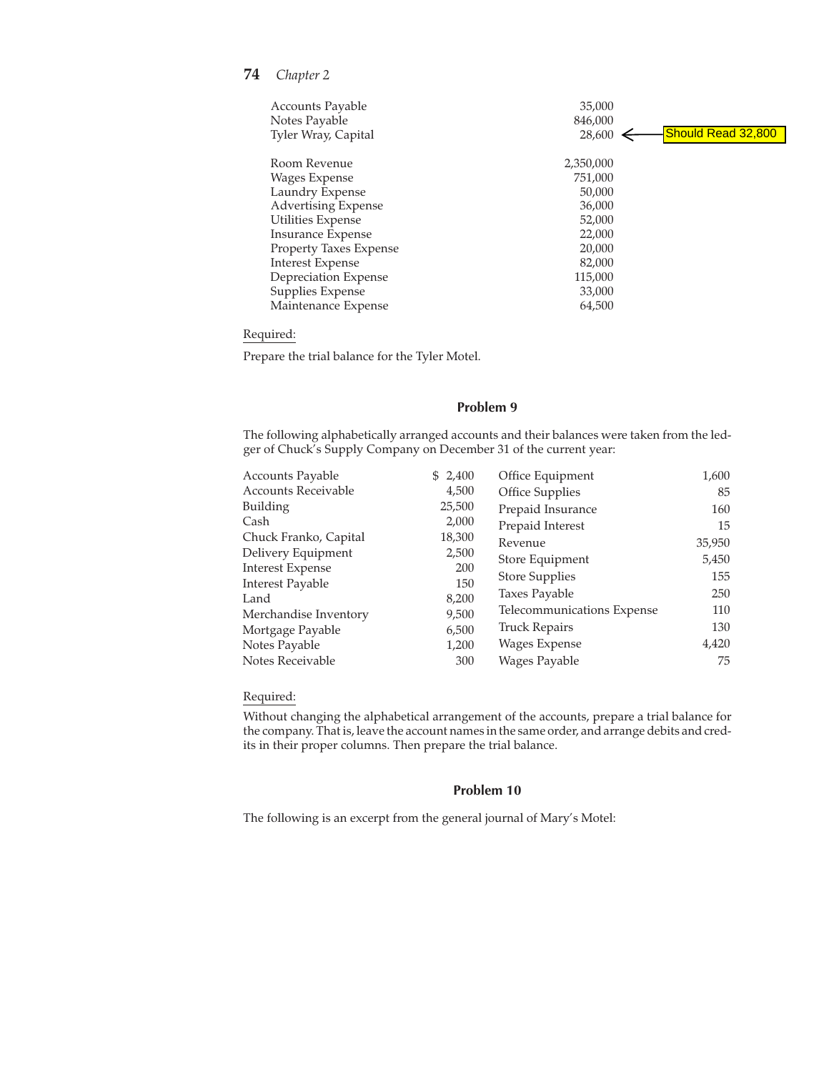| | |
|---|---|
| Accounts Payable | 35,000 |
| Notes Payable | 846,000 |
| Tyler Wray, Capital | 28,600 ← Should Read 32,800 |
| | |
| Room Revenue | 2,350,000 |
| Wages Expense | 751,000 |
| Laundry Expense | 50,000 |
| Advertising Expense | 36,000 |
| Utilities Expense | 52,000 |
| Insurance Expense | 22,000 |
| Property Taxes Expense | 20,000 |
| Interest Expense | 82,000 |
| Depreciation Expense | 115,000 |
| Supplies Expense | 33,000 |
| Maintenance Expense | 64,500 |

Required:

Prepare the trial balance for the Tyler Motel.

## Problem 9

The following alphabetically arranged accounts and their balances were taken from the ledger of Chuck's Supply Company on December 31 of the current year:

| | | | |
|---|---|---|---|
| Accounts Payable | $ 2,400 | Office Equipment | 1,600 |
| Accounts Receivable | 4,500 | Office Supplies | 85 |
| Building | 25,500 | Prepaid Insurance | 160 |
| Cash | 2,000 | Prepaid Interest | 15 |
| Chuck Franko, Capital | 18,300 | Revenue | 35,950 |
| Delivery Equipment | 2,500 | Store Equipment | 5,450 |
| Interest Expense | 200 | Store Supplies | 155 |
| Interest Payable | 150 | Taxes Payable | 250 |
| Land | 8,200 | Telecommunications Expense | 110 |
| Merchandise Inventory | 9,500 | Truck Repairs | 130 |
| Mortgage Payable | 6,500 | Wages Expense | 4,420 |
| Notes Payable | 1,200 | Wages Payable | 75 |
| Notes Receivable | 300 | | |

Required:

Without changing the alphabetical arrangement of the accounts, prepare a trial balance for the company. That is, leave the account names in the same order, and arrange debits and credits in their proper columns. Then prepare the trial balance.

## Problem 10

The following is an excerpt from the general journal of Mary's Motel: